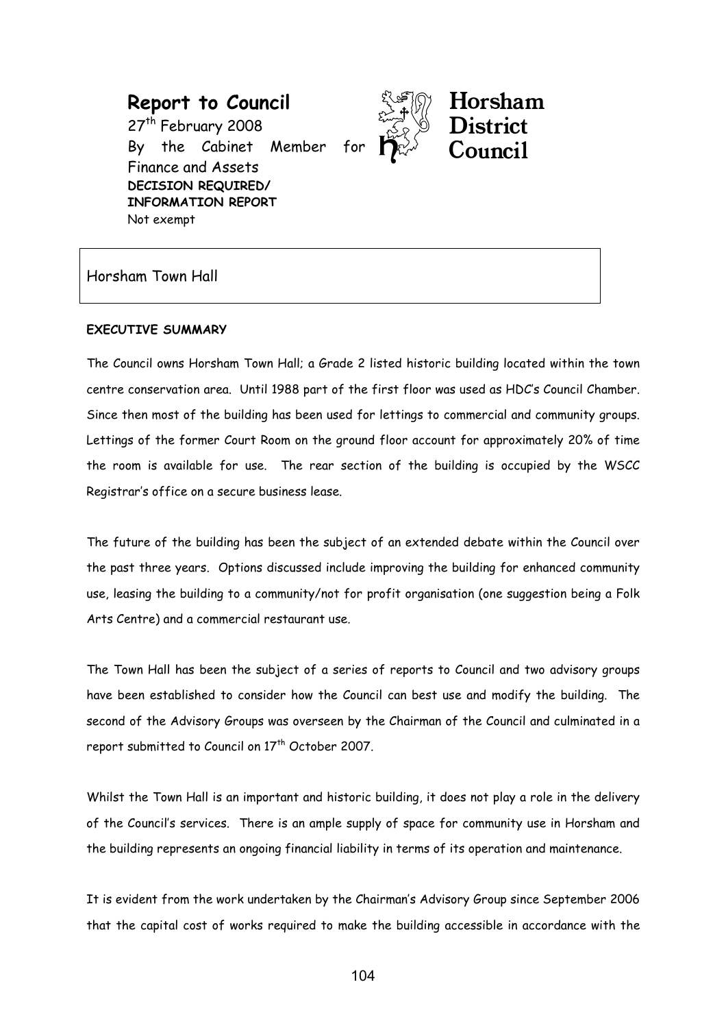# Report to Council

27th February 2008
By the Cabinet Member for Finance and Assets
**DECISION REQUIRED/ INFORMATION REPORT**
Not exempt

Horsham District Council

## Horsham Town Hall

**EXECUTIVE SUMMARY**

The Council owns Horsham Town Hall; a Grade 2 listed historic building located within the town centre conservation area. Until 1988 part of the first floor was used as HDC's Council Chamber. Since then most of the building has been used for lettings to commercial and community groups. Lettings of the former Court Room on the ground floor account for approximately 20% of time the room is available for use. The rear section of the building is occupied by the WSCC Registrar's office on a secure business lease.

The future of the building has been the subject of an extended debate within the Council over the past three years. Options discussed include improving the building for enhanced community use, leasing the building to a community/not for profit organisation (one suggestion being a Folk Arts Centre) and a commercial restaurant use.

The Town Hall has been the subject of a series of reports to Council and two advisory groups have been established to consider how the Council can best use and modify the building. The second of the Advisory Groups was overseen by the Chairman of the Council and culminated in a report submitted to Council on 17th October 2007.

Whilst the Town Hall is an important and historic building, it does not play a role in the delivery of the Council's services. There is an ample supply of space for community use in Horsham and the building represents an ongoing financial liability in terms of its operation and maintenance.

It is evident from the work undertaken by the Chairman's Advisory Group since September 2006 that the capital cost of works required to make the building accessible in accordance with the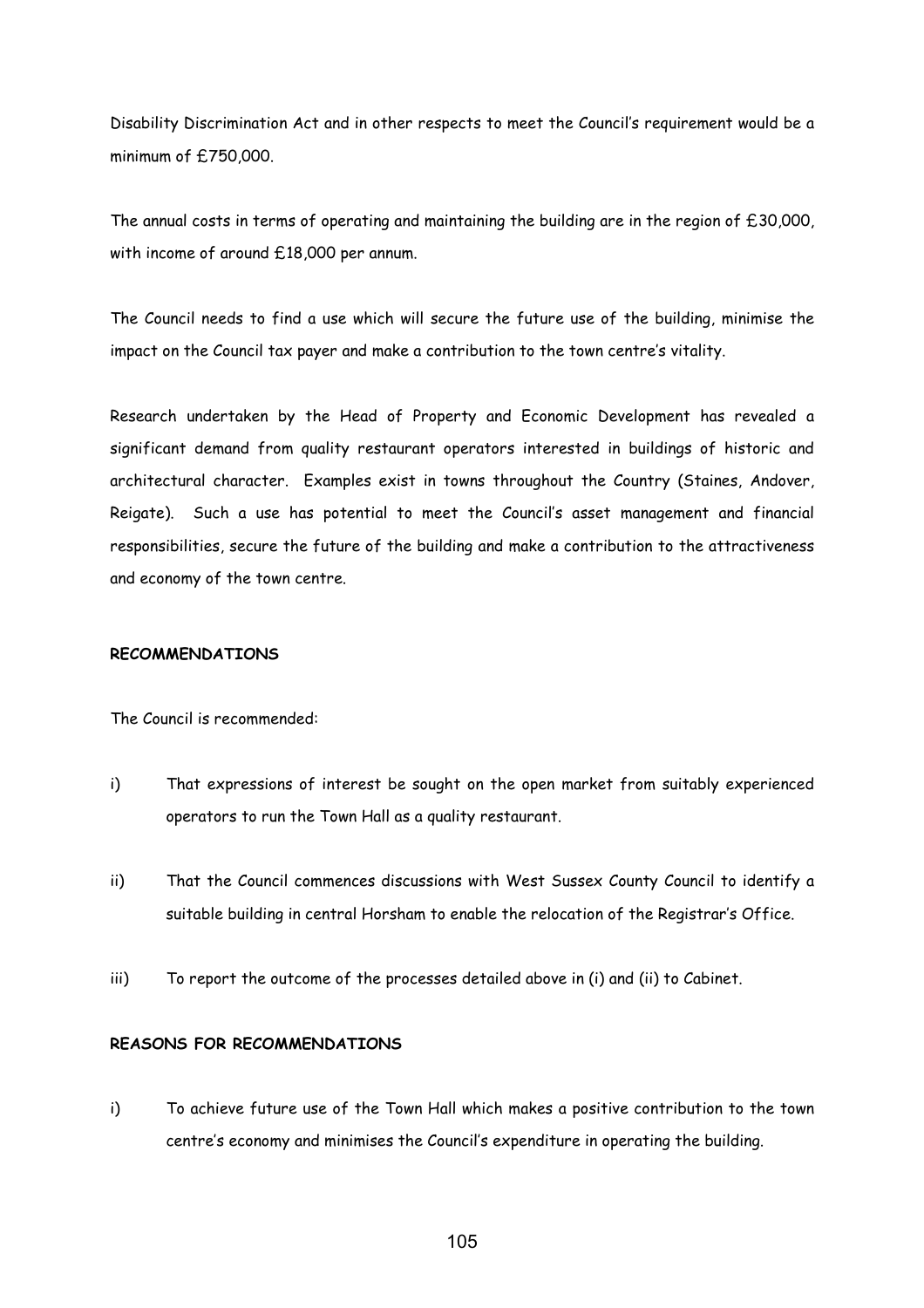Disability Discrimination Act and in other respects to meet the Council's requirement would be a minimum of £750,000.

The annual costs in terms of operating and maintaining the building are in the region of £30,000, with income of around £18,000 per annum.

The Council needs to find a use which will secure the future use of the building, minimise the impact on the Council tax payer and make a contribution to the town centre's vitality.

Research undertaken by the Head of Property and Economic Development has revealed a significant demand from quality restaurant operators interested in buildings of historic and architectural character. Examples exist in towns throughout the Country (Staines, Andover, Reigate). Such a use has potential to meet the Council's asset management and financial responsibilities, secure the future of the building and make a contribution to the attractiveness and economy of the town centre.

**RECOMMENDATIONS**

The Council is recommended:

i) That expressions of interest be sought on the open market from suitably experienced operators to run the Town Hall as a quality restaurant.

ii) That the Council commences discussions with West Sussex County Council to identify a suitable building in central Horsham to enable the relocation of the Registrar's Office.

iii) To report the outcome of the processes detailed above in (i) and (ii) to Cabinet.

**REASONS FOR RECOMMENDATIONS**

i) To achieve future use of the Town Hall which makes a positive contribution to the town centre's economy and minimises the Council's expenditure in operating the building.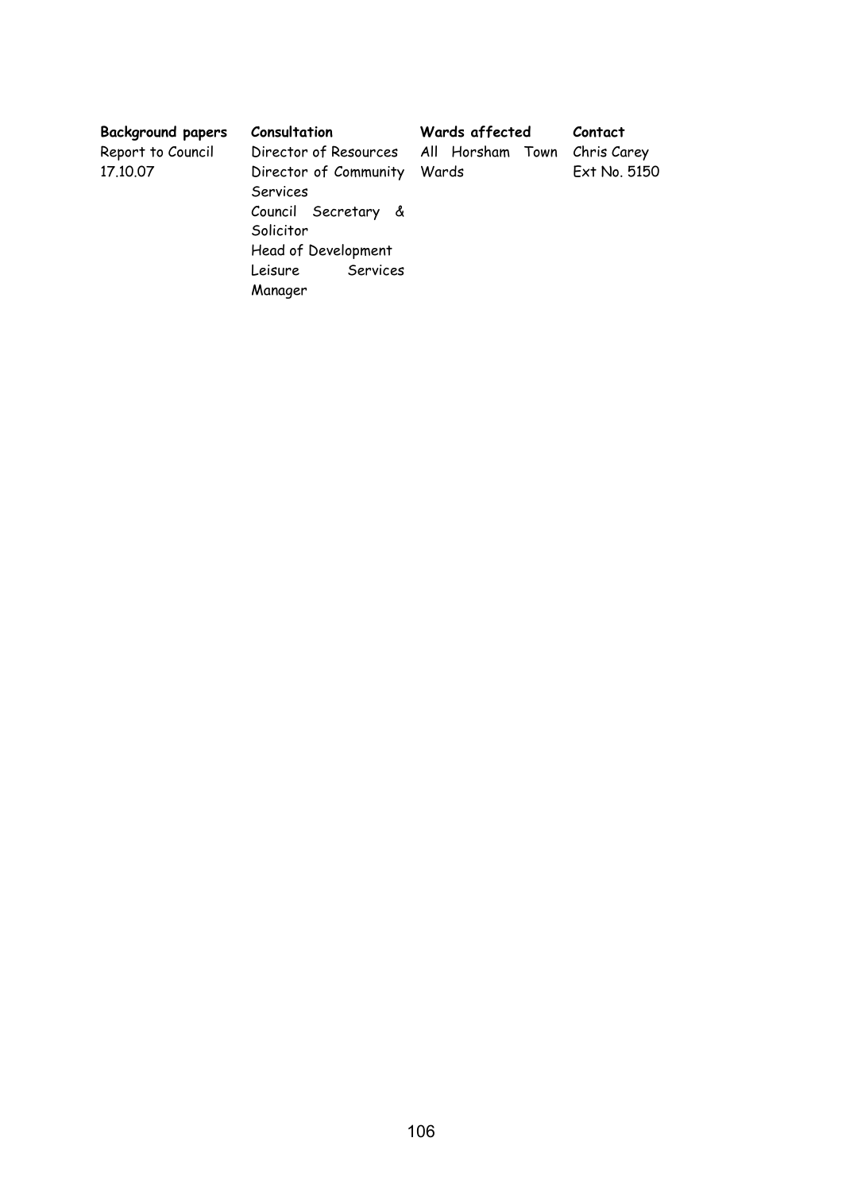| **Background papers** | **Consultation** | **Wards affected** | **Contact** |
| --- | --- | --- | --- |
| Report to Council 17.10.07 | Director of Resources<br>Director of Community Services<br>Council Secretary & Solicitor<br>Head of Development<br>Leisure Services Manager | All Horsham Town Wards | Chris Carey<br>Ext No. 5150 |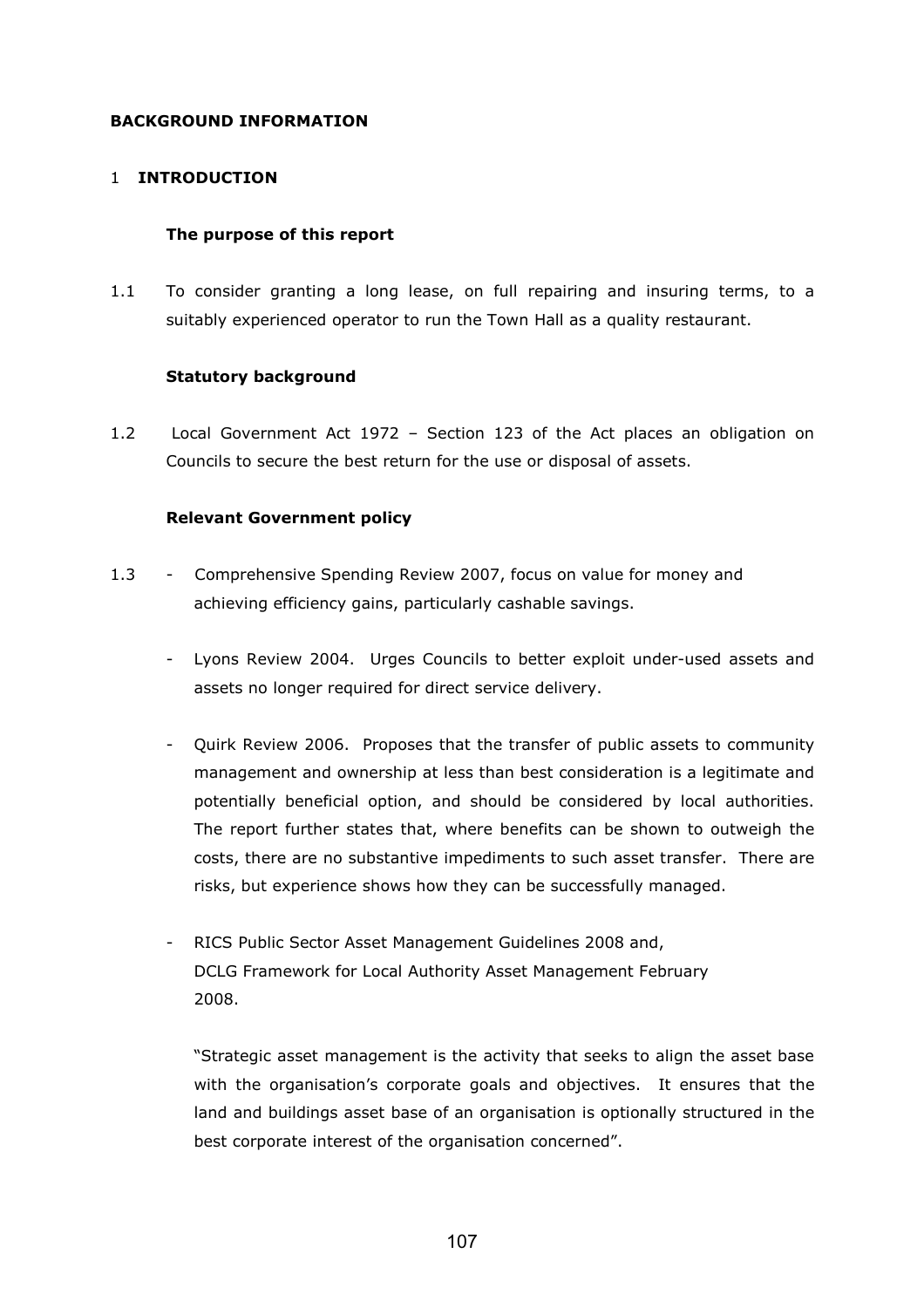**BACKGROUND INFORMATION**

## 1 INTRODUCTION

### The purpose of this report

1.1 To consider granting a long lease, on full repairing and insuring terms, to a suitably experienced operator to run the Town Hall as a quality restaurant.

### Statutory background

1.2 Local Government Act 1972 – Section 123 of the Act places an obligation on Councils to secure the best return for the use or disposal of assets.

### Relevant Government policy

1.3

- Comprehensive Spending Review 2007, focus on value for money and achieving efficiency gains, particularly cashable savings.
- Lyons Review 2004. Urges Councils to better exploit under-used assets and assets no longer required for direct service delivery.
- Quirk Review 2006. Proposes that the transfer of public assets to community management and ownership at less than best consideration is a legitimate and potentially beneficial option, and should be considered by local authorities. The report further states that, where benefits can be shown to outweigh the costs, there are no substantive impediments to such asset transfer. There are risks, but experience shows how they can be successfully managed.
- RICS Public Sector Asset Management Guidelines 2008 and, DCLG Framework for Local Authority Asset Management February 2008.

  "Strategic asset management is the activity that seeks to align the asset base with the organisation's corporate goals and objectives. It ensures that the land and buildings asset base of an organisation is optionally structured in the best corporate interest of the organisation concerned".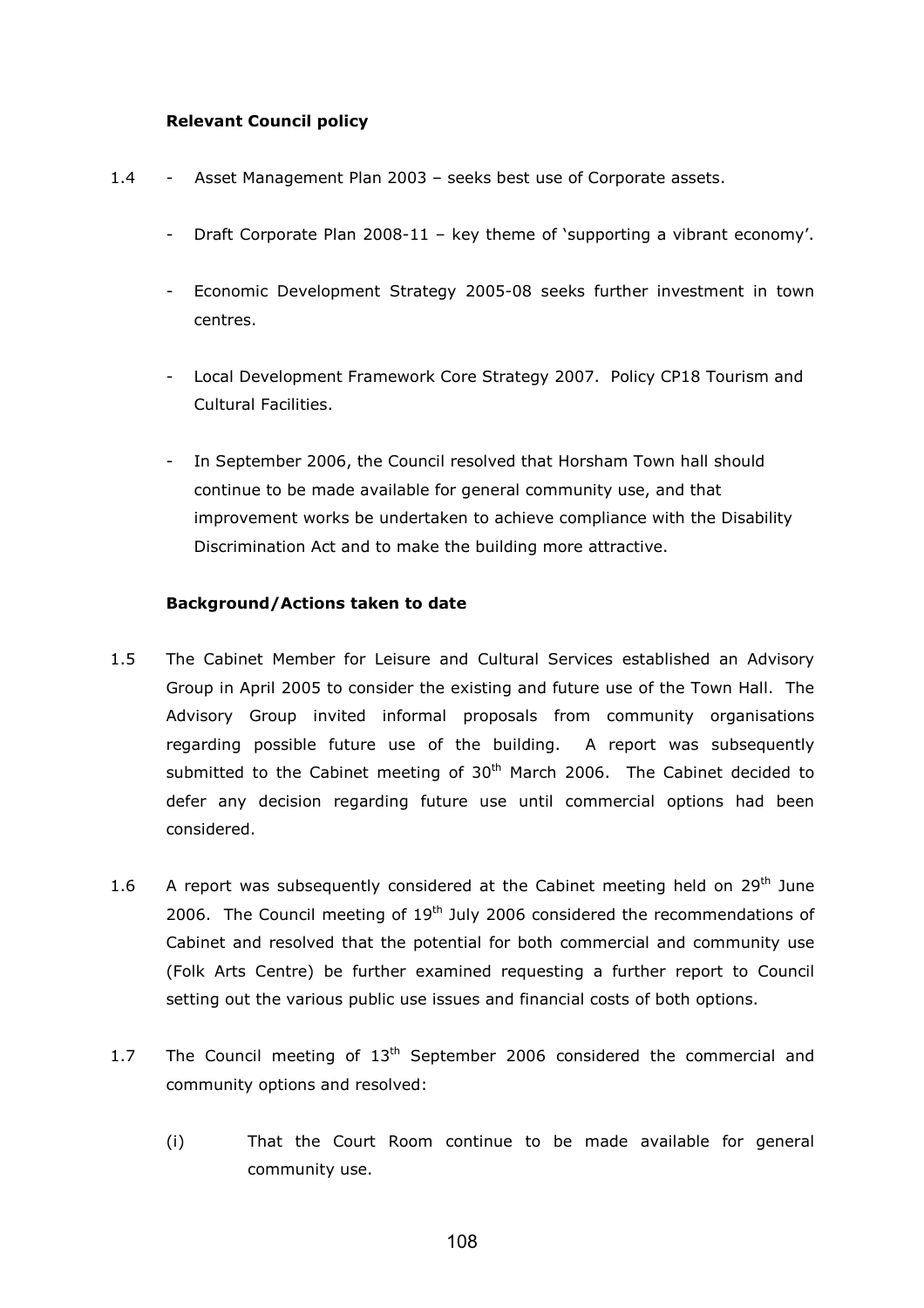**Relevant Council policy**

1.4 - Asset Management Plan 2003 – seeks best use of Corporate assets.

- Draft Corporate Plan 2008-11 – key theme of 'supporting a vibrant economy'.

- Economic Development Strategy 2005-08 seeks further investment in town centres.

- Local Development Framework Core Strategy 2007. Policy CP18 Tourism and Cultural Facilities.

- In September 2006, the Council resolved that Horsham Town hall should continue to be made available for general community use, and that improvement works be undertaken to achieve compliance with the Disability Discrimination Act and to make the building more attractive.

**Background/Actions taken to date**

1.5 The Cabinet Member for Leisure and Cultural Services established an Advisory Group in April 2005 to consider the existing and future use of the Town Hall. The Advisory Group invited informal proposals from community organisations regarding possible future use of the building. A report was subsequently submitted to the Cabinet meeting of 30th March 2006. The Cabinet decided to defer any decision regarding future use until commercial options had been considered.

1.6 A report was subsequently considered at the Cabinet meeting held on 29th June 2006. The Council meeting of 19th July 2006 considered the recommendations of Cabinet and resolved that the potential for both commercial and community use (Folk Arts Centre) be further examined requesting a further report to Council setting out the various public use issues and financial costs of both options.

1.7 The Council meeting of 13th September 2006 considered the commercial and community options and resolved:

(i) That the Court Room continue to be made available for general community use.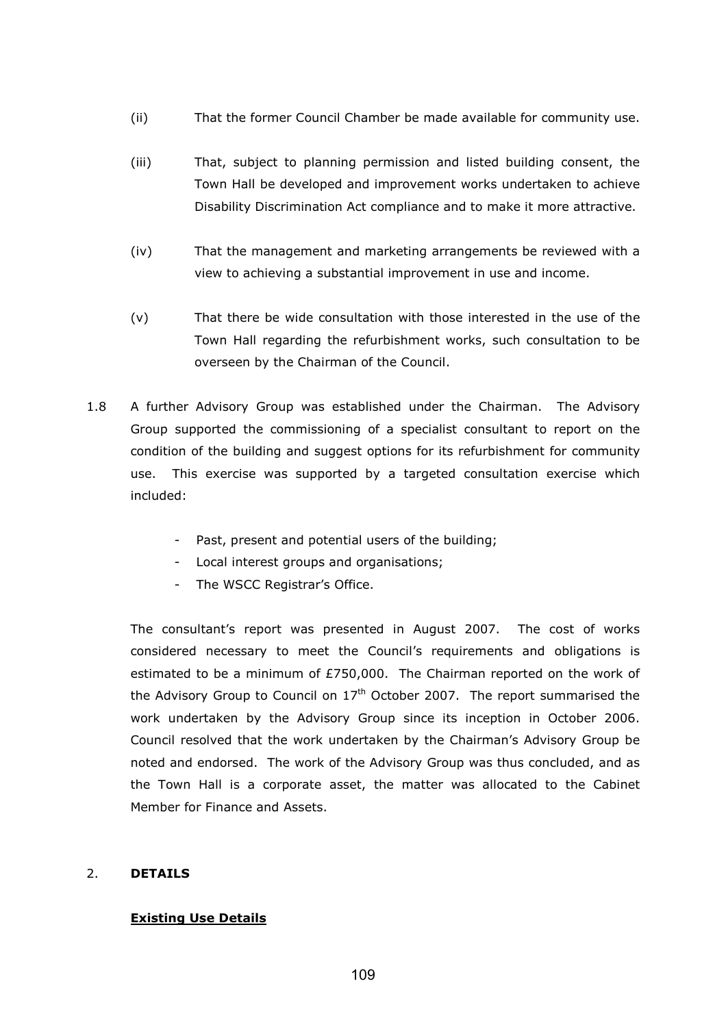(ii) That the former Council Chamber be made available for community use.

(iii) That, subject to planning permission and listed building consent, the Town Hall be developed and improvement works undertaken to achieve Disability Discrimination Act compliance and to make it more attractive.

(iv) That the management and marketing arrangements be reviewed with a view to achieving a substantial improvement in use and income.

(v) That there be wide consultation with those interested in the use of the Town Hall regarding the refurbishment works, such consultation to be overseen by the Chairman of the Council.

1.8 A further Advisory Group was established under the Chairman. The Advisory Group supported the commissioning of a specialist consultant to report on the condition of the building and suggest options for its refurbishment for community use. This exercise was supported by a targeted consultation exercise which included:

- Past, present and potential users of the building;
- Local interest groups and organisations;
- The WSCC Registrar's Office.

The consultant's report was presented in August 2007. The cost of works considered necessary to meet the Council's requirements and obligations is estimated to be a minimum of £750,000. The Chairman reported on the work of the Advisory Group to Council on 17th October 2007. The report summarised the work undertaken by the Advisory Group since its inception in October 2006. Council resolved that the work undertaken by the Chairman's Advisory Group be noted and endorsed. The work of the Advisory Group was thus concluded, and as the Town Hall is a corporate asset, the matter was allocated to the Cabinet Member for Finance and Assets.

## 2. DETAILS

### Existing Use Details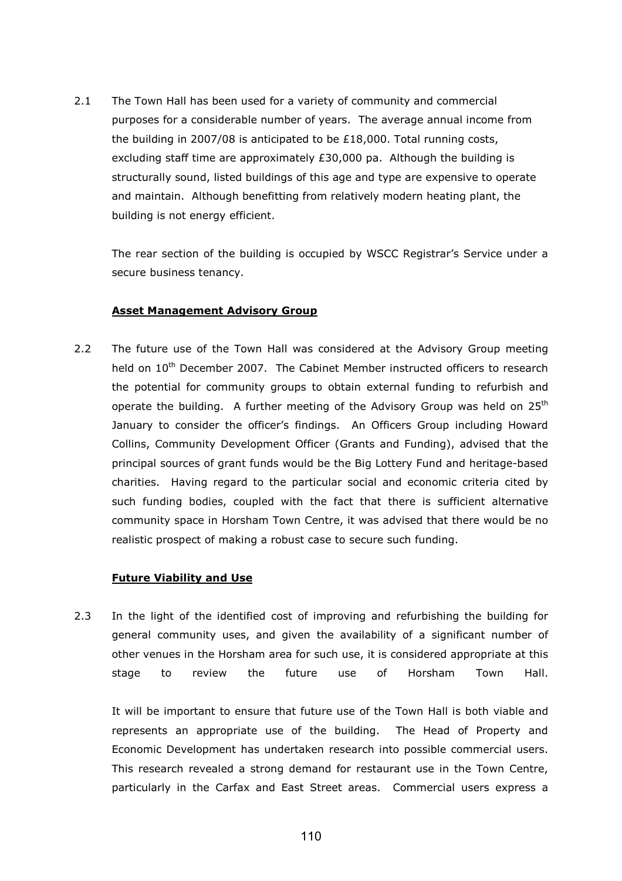2.1 The Town Hall has been used for a variety of community and commercial purposes for a considerable number of years. The average annual income from the building in 2007/08 is anticipated to be £18,000. Total running costs, excluding staff time are approximately £30,000 pa. Although the building is structurally sound, listed buildings of this age and type are expensive to operate and maintain. Although benefitting from relatively modern heating plant, the building is not energy efficient.

The rear section of the building is occupied by WSCC Registrar's Service under a secure business tenancy.

**Asset Management Advisory Group**

2.2 The future use of the Town Hall was considered at the Advisory Group meeting held on 10th December 2007. The Cabinet Member instructed officers to research the potential for community groups to obtain external funding to refurbish and operate the building. A further meeting of the Advisory Group was held on 25th January to consider the officer's findings. An Officers Group including Howard Collins, Community Development Officer (Grants and Funding), advised that the principal sources of grant funds would be the Big Lottery Fund and heritage-based charities. Having regard to the particular social and economic criteria cited by such funding bodies, coupled with the fact that there is sufficient alternative community space in Horsham Town Centre, it was advised that there would be no realistic prospect of making a robust case to secure such funding.

**Future Viability and Use**

2.3 In the light of the identified cost of improving and refurbishing the building for general community uses, and given the availability of a significant number of other venues in the Horsham area for such use, it is considered appropriate at this stage to review the future use of Horsham Town Hall.

It will be important to ensure that future use of the Town Hall is both viable and represents an appropriate use of the building. The Head of Property and Economic Development has undertaken research into possible commercial users. This research revealed a strong demand for restaurant use in the Town Centre, particularly in the Carfax and East Street areas. Commercial users express a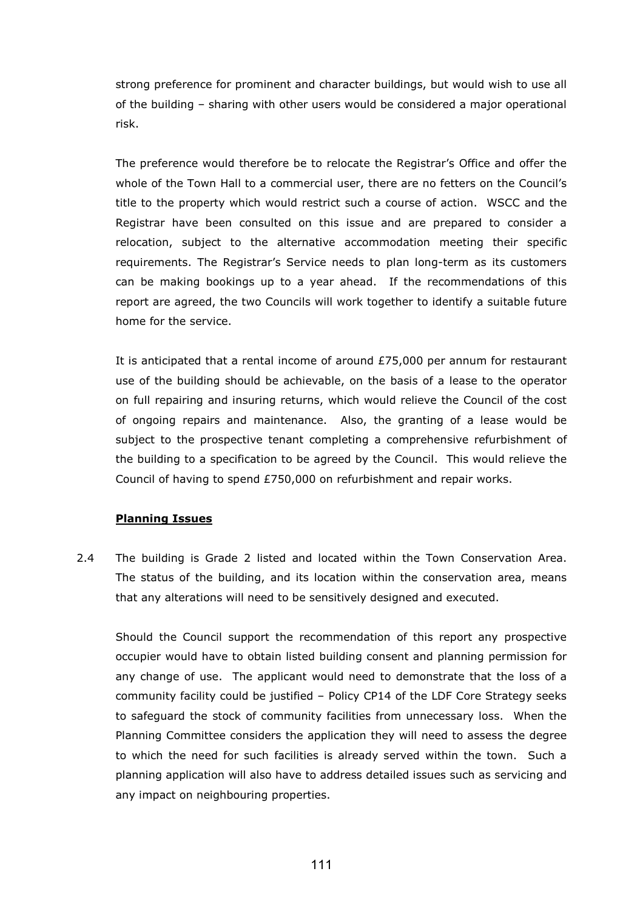strong preference for prominent and character buildings, but would wish to use all of the building – sharing with other users would be considered a major operational risk.

The preference would therefore be to relocate the Registrar's Office and offer the whole of the Town Hall to a commercial user, there are no fetters on the Council's title to the property which would restrict such a course of action. WSCC and the Registrar have been consulted on this issue and are prepared to consider a relocation, subject to the alternative accommodation meeting their specific requirements. The Registrar's Service needs to plan long-term as its customers can be making bookings up to a year ahead. If the recommendations of this report are agreed, the two Councils will work together to identify a suitable future home for the service.

It is anticipated that a rental income of around £75,000 per annum for restaurant use of the building should be achievable, on the basis of a lease to the operator on full repairing and insuring returns, which would relieve the Council of the cost of ongoing repairs and maintenance. Also, the granting of a lease would be subject to the prospective tenant completing a comprehensive refurbishment of the building to a specification to be agreed by the Council. This would relieve the Council of having to spend £750,000 on refurbishment and repair works.

**Planning Issues**

2.4 The building is Grade 2 listed and located within the Town Conservation Area. The status of the building, and its location within the conservation area, means that any alterations will need to be sensitively designed and executed.

Should the Council support the recommendation of this report any prospective occupier would have to obtain listed building consent and planning permission for any change of use. The applicant would need to demonstrate that the loss of a community facility could be justified – Policy CP14 of the LDF Core Strategy seeks to safeguard the stock of community facilities from unnecessary loss. When the Planning Committee considers the application they will need to assess the degree to which the need for such facilities is already served within the town. Such a planning application will also have to address detailed issues such as servicing and any impact on neighbouring properties.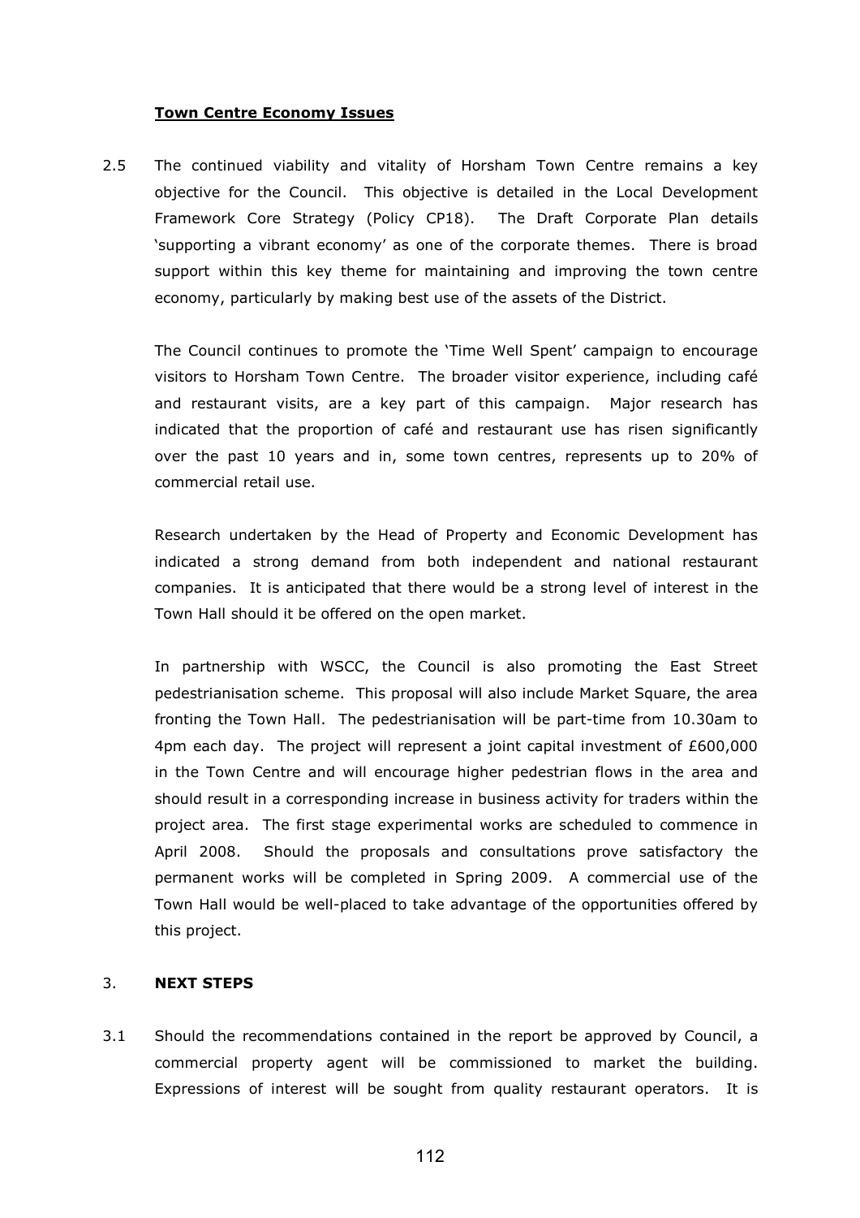**Town Centre Economy Issues**

2.5 The continued viability and vitality of Horsham Town Centre remains a key objective for the Council. This objective is detailed in the Local Development Framework Core Strategy (Policy CP18). The Draft Corporate Plan details 'supporting a vibrant economy' as one of the corporate themes. There is broad support within this key theme for maintaining and improving the town centre economy, particularly by making best use of the assets of the District.

The Council continues to promote the 'Time Well Spent' campaign to encourage visitors to Horsham Town Centre. The broader visitor experience, including café and restaurant visits, are a key part of this campaign. Major research has indicated that the proportion of café and restaurant use has risen significantly over the past 10 years and in, some town centres, represents up to 20% of commercial retail use.

Research undertaken by the Head of Property and Economic Development has indicated a strong demand from both independent and national restaurant companies. It is anticipated that there would be a strong level of interest in the Town Hall should it be offered on the open market.

In partnership with WSCC, the Council is also promoting the East Street pedestrianisation scheme. This proposal will also include Market Square, the area fronting the Town Hall. The pedestrianisation will be part-time from 10.30am to 4pm each day. The project will represent a joint capital investment of £600,000 in the Town Centre and will encourage higher pedestrian flows in the area and should result in a corresponding increase in business activity for traders within the project area. The first stage experimental works are scheduled to commence in April 2008. Should the proposals and consultations prove satisfactory the permanent works will be completed in Spring 2009. A commercial use of the Town Hall would be well-placed to take advantage of the opportunities offered by this project.

3. **NEXT STEPS**

3.1 Should the recommendations contained in the report be approved by Council, a commercial property agent will be commissioned to market the building. Expressions of interest will be sought from quality restaurant operators. It is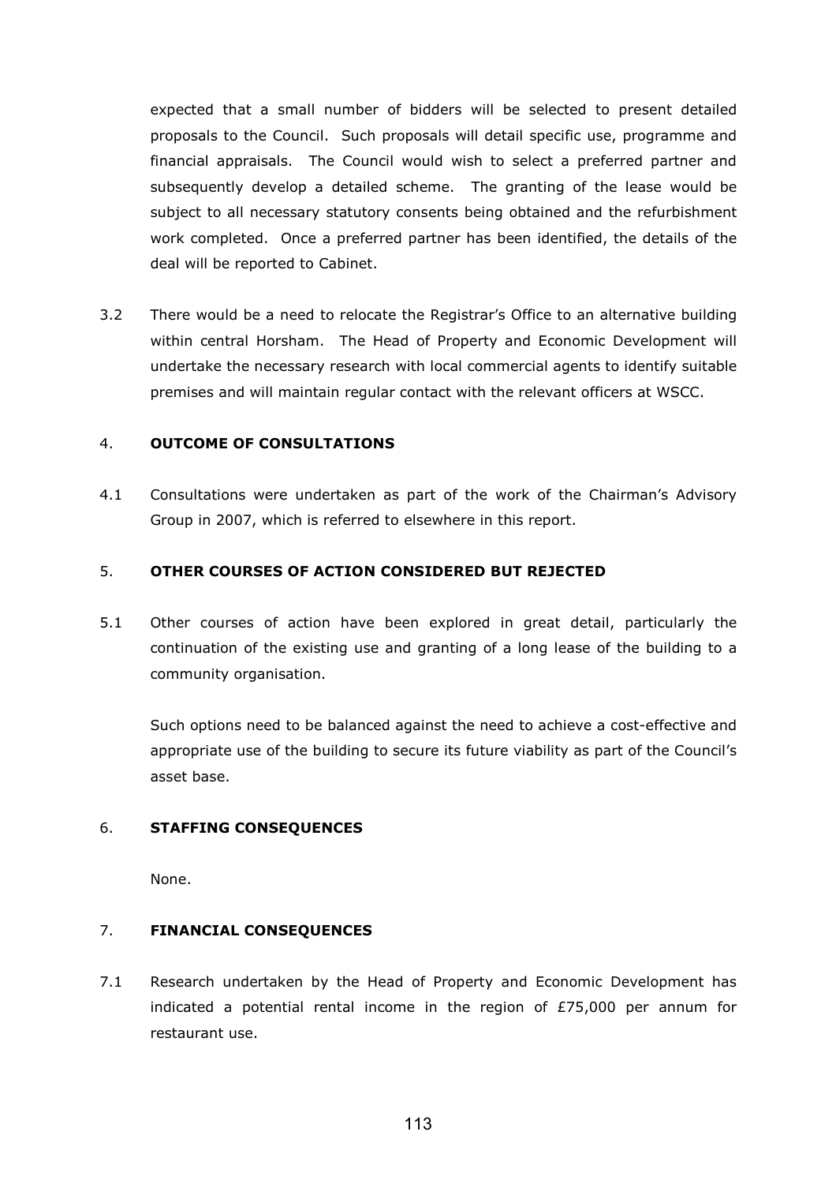expected that a small number of bidders will be selected to present detailed proposals to the Council. Such proposals will detail specific use, programme and financial appraisals. The Council would wish to select a preferred partner and subsequently develop a detailed scheme. The granting of the lease would be subject to all necessary statutory consents being obtained and the refurbishment work completed. Once a preferred partner has been identified, the details of the deal will be reported to Cabinet.

3.2 There would be a need to relocate the Registrar's Office to an alternative building within central Horsham. The Head of Property and Economic Development will undertake the necessary research with local commercial agents to identify suitable premises and will maintain regular contact with the relevant officers at WSCC.

## 4. OUTCOME OF CONSULTATIONS

4.1 Consultations were undertaken as part of the work of the Chairman's Advisory Group in 2007, which is referred to elsewhere in this report.

## 5. OTHER COURSES OF ACTION CONSIDERED BUT REJECTED

5.1 Other courses of action have been explored in great detail, particularly the continuation of the existing use and granting of a long lease of the building to a community organisation.

Such options need to be balanced against the need to achieve a cost-effective and appropriate use of the building to secure its future viability as part of the Council's asset base.

## 6. STAFFING CONSEQUENCES

None.

## 7. FINANCIAL CONSEQUENCES

7.1 Research undertaken by the Head of Property and Economic Development has indicated a potential rental income in the region of £75,000 per annum for restaurant use.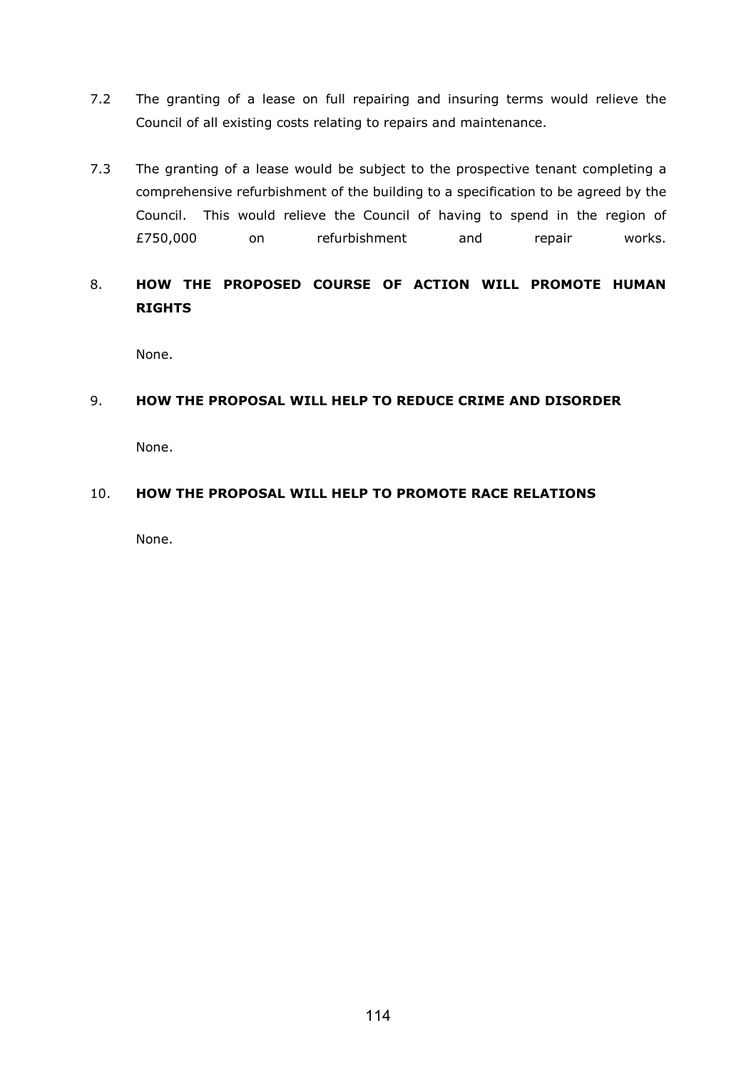7.2 The granting of a lease on full repairing and insuring terms would relieve the Council of all existing costs relating to repairs and maintenance.

7.3 The granting of a lease would be subject to the prospective tenant completing a comprehensive refurbishment of the building to a specification to be agreed by the Council. This would relieve the Council of having to spend in the region of £750,000 on refurbishment and repair works.

## 8. HOW THE PROPOSED COURSE OF ACTION WILL PROMOTE HUMAN RIGHTS

None.

## 9. HOW THE PROPOSAL WILL HELP TO REDUCE CRIME AND DISORDER

None.

## 10. HOW THE PROPOSAL WILL HELP TO PROMOTE RACE RELATIONS

None.